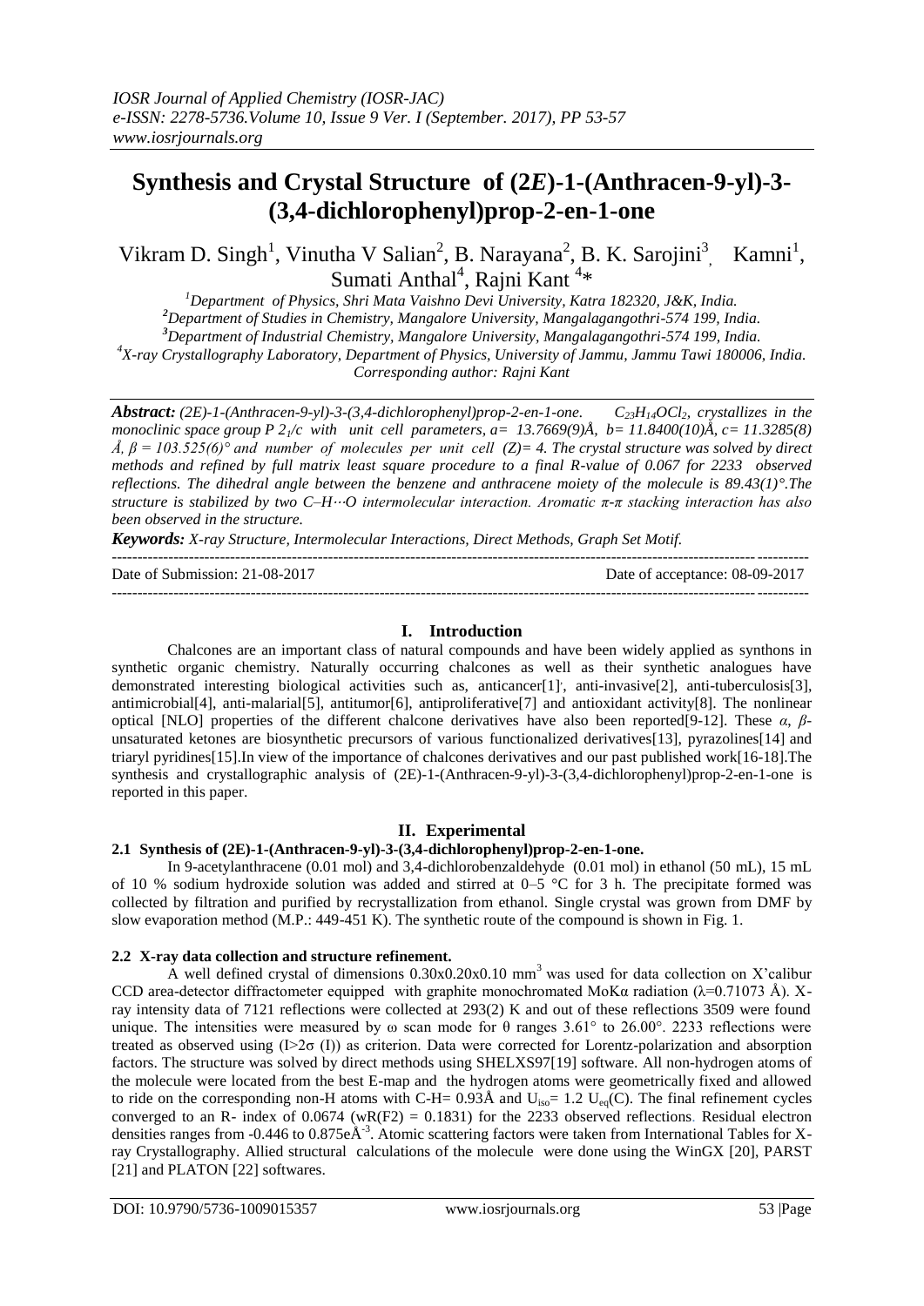# Synthesis and Crystal Structure of (2*E*)-1-(Anthracen-9-yl)-3-(3,4-dichlorophenyl)prop-2-en-1-one

Vikram D. Singh[1], Vinutha V Salian[2], B. Narayana[2], B. K. Sarojini[3], Kamni[1], Sumati Anthal[4], Rajni Kant [4]*

[1]Department of Physics, Shri Mata Vaishno Devi University, Katra 182320, J&K, India.
[2]Department of Studies in Chemistry, Mangalore University, Mangalagangothri-574 199, India.
[3]Department of Industrial Chemistry, Mangalore University, Mangalagangothri-574 199, India.
[4]X-ray Crystallography Laboratory, Department of Physics, University of Jammu, Jammu Tawi 180006, India.
Corresponding author: Rajni Kant

***Abstract:*** *(2E)-1-(Anthracen-9-yl)-3-(3,4-dichlorophenyl)prop-2-en-1-one. $C_{23}H_{14}OCl_2$, crystallizes in the monoclinic space group $P\,2_1/c$ with unit cell parameters, a= 13.7669(9)Å, b= 11.8400(10)Å, c= 11.3285(8) Å, β = 103.525(6)° and number of molecules per unit cell (Z)= 4. The crystal structure was solved by direct methods and refined by full matrix least square procedure to a final R-value of 0.067 for 2233 observed reflections. The dihedral angle between the benzene and anthracene moiety of the molecule is 89.43(1)°.The structure is stabilized by two C–H···O intermolecular interaction. Aromatic π-π stacking interaction has also been observed in the structure.*

***Keywords:*** *X-ray Structure, Intermolecular Interactions, Direct Methods, Graph Set Motif.*

Date of Submission: 21-08-2017 Date of acceptance: 08-09-2017

## I. Introduction

Chalcones are an important class of natural compounds and have been widely applied as synthons in synthetic organic chemistry. Naturally occurring chalcones as well as their synthetic analogues have demonstrated interesting biological activities such as, anticancer[1], anti-invasive[2], anti-tuberculosis[3], antimicrobial[4], anti-malarial[5], antitumor[6], antiproliferative[7] and antioxidant activity[8]. The nonlinear optical [NLO] properties of the different chalcone derivatives have also been reported[9-12]. These *α*, *β*-unsaturated ketones are biosynthetic precursors of various functionalized derivatives[13], pyrazolines[14] and triaryl pyridines[15].In view of the importance of chalcones derivatives and our past published work[16-18].The synthesis and crystallographic analysis of (2E)-1-(Anthracen-9-yl)-3-(3,4-dichlorophenyl)prop-2-en-1-one is reported in this paper.

## II. Experimental

### 2.1 Synthesis of (2E)-1-(Anthracen-9-yl)-3-(3,4-dichlorophenyl)prop-2-en-1-one.

In 9-acetylanthracene (0.01 mol) and 3,4-dichlorobenzaldehyde (0.01 mol) in ethanol (50 mL), 15 mL of 10 % sodium hydroxide solution was added and stirred at 0–5 °C for 3 h. The precipitate formed was collected by filtration and purified by recrystallization from ethanol. Single crystal was grown from DMF by slow evaporation method (M.P.: 449-451 K). The synthetic route of the compound is shown in Fig. 1.

### 2.2 X-ray data collection and structure refinement.

A well defined crystal of dimensions 0.30x0.20x0.10 $mm^3$ was used for data collection on X'calibur CCD area-detector diffractometer equipped with graphite monochromated MoKα radiation (λ=0.71073 Å). X-ray intensity data of 7121 reflections were collected at 293(2) K and out of these reflections 3509 were found unique. The intensities were measured by ω scan mode for θ ranges 3.61° to 26.00°. 2233 reflections were treated as observed using (I>2σ (I)) as criterion. Data were corrected for Lorentz-polarization and absorption factors. The structure was solved by direct methods using SHELXS97[19] software. All non-hydrogen atoms of the molecule were located from the best E-map and the hydrogen atoms were geometrically fixed and allowed to ride on the corresponding non-H atoms with C-H= 0.93Å and $U_{iso}$= 1.2 $U_{eq}$(C). The final refinement cycles converged to an R- index of 0.0674 (wR(F2) = 0.1831) for the 2233 observed reflections. Residual electron densities ranges from -0.446 to 0.875e$Å^{-3}$. Atomic scattering factors were taken from International Tables for X-ray Crystallography. Allied structural calculations of the molecule were done using the WinGX [20], PARST [21] and PLATON [22] softwares.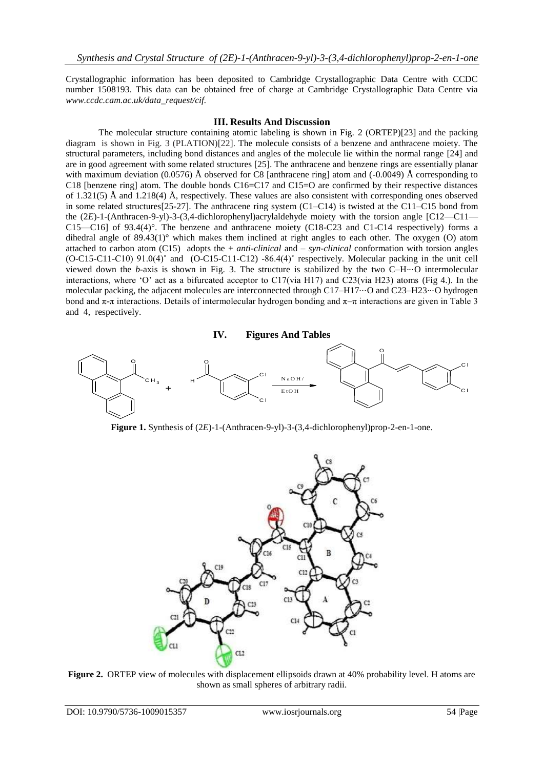Crystallographic information has been deposited to Cambridge Crystallographic Data Centre with CCDC number 1508193. This data can be obtained free of charge at Cambridge Crystallographic Data Centre via *www.ccdc.cam.ac.uk/data_request/cif.*

## III. Results And Discussion

The molecular structure containing atomic labeling is shown in Fig. 2 (ORTEP)[23] and the packing diagram is shown in Fig. 3 (PLATION)[22]. The molecule consists of a benzene and anthracene moiety. The structural parameters, including bond distances and angles of the molecule lie within the normal range [24] and are in good agreement with some related structures [25]. The anthracene and benzene rings are essentially planar with maximum deviation (0.0576) Å observed for C8 [anthracene ring] atom and (-0.0049) Å corresponding to C18 [benzene ring] atom. The double bonds C16=C17 and C15=O are confirmed by their respective distances of 1.321(5) Å and 1.218(4) Å, respectively. These values are also consistent with corresponding ones observed in some related structures[25-27]. The anthracene ring system (C1–C14) is twisted at the C11–C15 bond from the (2*E*)-1-(Anthracen-9-yl)-3-(3,4-dichlorophenyl)acrylaldehyde moiety with the torsion angle [C12—C11—C15—C16] of 93.4(4)°. The benzene and anthracene moiety (C18-C23 and C1-C14 respectively) forms a dihedral angle of 89.43(1)° which makes them inclined at right angles to each other. The oxygen (O) atom attached to carbon atom (C15) adopts the + *anti-clinical* and – *syn-clinical* conformation with torsion angles (O-C15-C11-C10) 91.0(4)° and (O-C15-C11-C12) -86.4(4)° respectively. Molecular packing in the unit cell viewed down the *b*-axis is shown in Fig. 3. The structure is stabilized by the two C–H···O intermolecular interactions, where 'O' act as a bifurcated acceptor to C17(via H17) and C23(via H23) atoms (Fig 4.). In the molecular packing, the adjacent molecules are interconnected through C17–H17···O and C23–H23···O hydrogen bond and π-π interactions. Details of intermolecular hydrogen bonding and π–π interactions are given in Table 3 and 4, respectively.

## IV. Figures And Tables

O
CH3
+
H
O
Cl
Cl
NaOH/
EtOH
O
Cl
Cl

**Figure 1.** Synthesis of (2*E*)-1-(Anthracen-9-yl)-3-(3,4-dichlorophenyl)prop-2-en-1-one.

C8
C7
C9
C
C6
O
C10
C5
C16
C15
B
C11
C4
C19
C12
C17
C20
C18
C3
D
C23
C13
A
C2
C21
C22
C14
C1
Cl1
Cl2

**Figure 2.** ORTEP view of molecules with displacement ellipsoids drawn at 40% probability level. H atoms are shown as small spheres of arbitrary radii.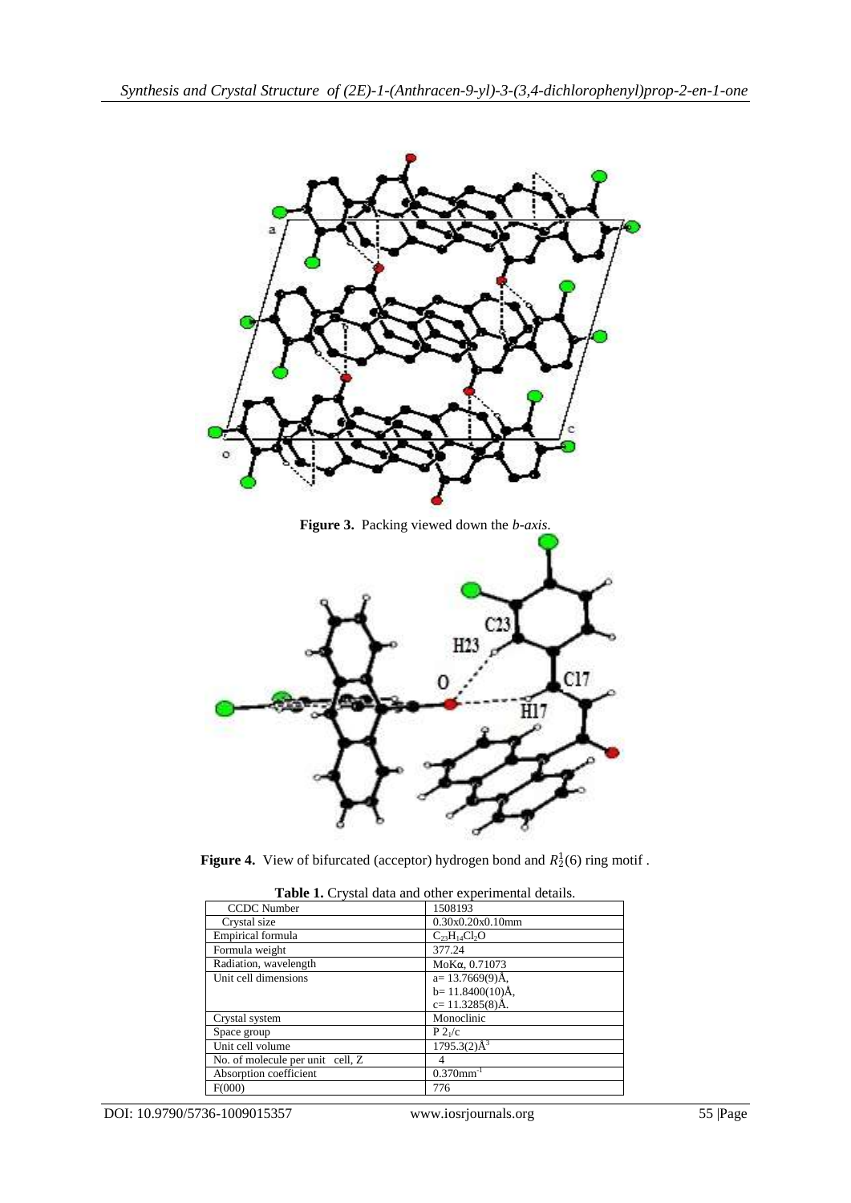**Figure 3.** Packing viewed down the *b-axis.*

**Figure 4.** View of bifurcated (acceptor) hydrogen bond and $R_2^1(6)$ ring motif .

**Table 1.** Crystal data and other experimental details.

| | |
|---|---|
| CCDC Number | 1508193 |
| Crystal size | 0.30x0.20x0.10mm |
| Empirical formula | $C_{23}H_{14}Cl_2O$ |
| Formula weight | 377.24 |
| Radiation, wavelength | MoKα, 0.71073 |
| Unit cell dimensions | a= 13.7669(9)Å, b= 11.8400(10)Å, c= 11.3285(8)Å. |
| Crystal system | Monoclinic |
| Space group | P $2_1$/c |
| Unit cell volume | 1795.3(2)$Å^3$ |
| No. of molecule per unit cell, Z | 4 |
| Absorption coefficient | 0.370$mm^{-1}$ |
| F(000) | 776 |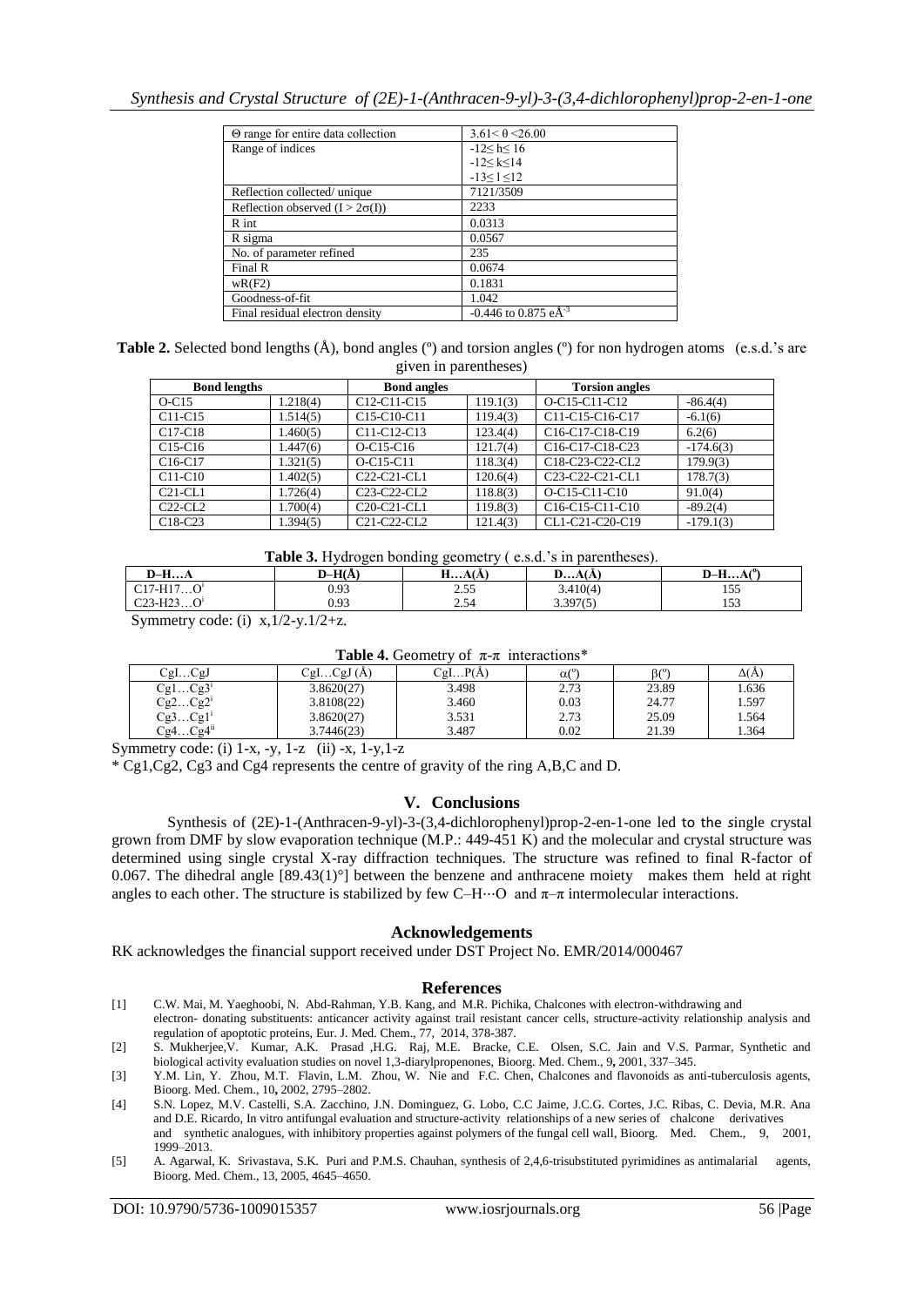| Θ range for entire data collection | 3.61< θ <26.00 |
|---|---|
| Range of indices | -12≤ h≤ 16<br>-12≤ k≤14<br>-13≤ l ≤12 |
| Reflection collected/ unique | 7121/3509 |
| Reflection observed (I > 2σ(I)) | 2233 |
| R int | 0.0313 |
| R sigma | 0.0567 |
| No. of parameter refined | 235 |
| Final R | 0.0674 |
| wR(F2) | 0.1831 |
| Goodness-of-fit | 1.042 |
| Final residual electron density | -0.446 to 0.875 eÅ$^{-3}$ |

**Table 2.** Selected bond lengths (Å), bond angles (º) and torsion angles (º) for non hydrogen atoms (e.s.d.'s are given in parentheses)

| **Bond lengths** | | **Bond angles** | | **Torsion angles** | |
|---|---|---|---|---|---|
| O-C15 | 1.218(4) | C12-C11-C15 | 119.1(3) | O-C15-C11-C12 | -86.4(4) |
| C11-C15 | 1.514(5) | C15-C10-C11 | 119.4(3) | C11-C15-C16-C17 | -6.1(6) |
| C17-C18 | 1.460(5) | C11-C12-C13 | 123.4(4) | C16-C17-C18-C19 | 6.2(6) |
| C15-C16 | 1.447(6) | O-C15-C16 | 121.7(4) | C16-C17-C18-C23 | -174.6(3) |
| C16-C17 | 1.321(5) | O-C15-C11 | 118.3(4) | C18-C23-C22-CL2 | 179.9(3) |
| C11-C10 | 1.402(5) | C22-C21-CL1 | 120.6(4) | C23-C22-C21-CL1 | 178.7(3) |
| C21-CL1 | 1.726(4) | C23-C22-CL2 | 118.8(3) | O-C15-C11-C10 | 91.0(4) |
| C22-CL2 | 1.700(4) | C20-C21-CL1 | 119.8(3) | C16-C15-C11-C10 | -89.2(4) |
| C18-C23 | 1.394(5) | C21-C22-CL2 | 121.4(3) | CL1-C21-C20-C19 | -179.1(3) |

**Table 3.** Hydrogen bonding geometry ( e.s.d.'s in parentheses).

| D–H…A | D–H(Å) | H…A(Å) | D…A(Å) | D–H…A(º) |
|---|---|---|---|---|
| C17-H17…O$^{i}$ | 0.93 | 2.55 | 3.410(4) | 155 |
| C23-H23…O$^{i}$ | 0.93 | 2.54 | 3.397(5) | 153 |

Symmetry code: (i) x,1/2-y.1/2+z.

**Table 4.** Geometry of π-π interactions*

| CgI…CgJ | CgI…CgJ (Å) | CgI…P(Å) | α(º) | β(º) | Δ(Å) |
|---|---|---|---|---|---|
| Cg1…Cg3$^{i}$ | 3.8620(27) | 3.498 | 2.73 | 23.89 | 1.636 |
| Cg2…Cg2$^{i}$ | 3.8108(22) | 3.460 | 0.03 | 24.77 | 1.597 |
| Cg3…Cg1$^{i}$ | 3.8620(27) | 3.531 | 2.73 | 25.09 | 1.564 |
| Cg4…Cg4$^{ii}$ | 3.7446(23) | 3.487 | 0.02 | 21.39 | 1.364 |

Symmetry code: (i) 1-x, -y, 1-z (ii) -x, 1-y,1-z

\* Cg1,Cg2, Cg3 and Cg4 represents the centre of gravity of the ring A,B,C and D.

## V. Conclusions

Synthesis of (2E)-1-(Anthracen-9-yl)-3-(3,4-dichlorophenyl)prop-2-en-1-one led to the single crystal grown from DMF by slow evaporation technique (M.P.: 449-451 K) and the molecular and crystal structure was determined using single crystal X-ray diffraction techniques. The structure was refined to final R-factor of 0.067. The dihedral angle [89.43(1)°] between the benzene and anthracene moiety makes them held at right angles to each other. The structure is stabilized by few C–H···O and π–π intermolecular interactions.

## Acknowledgements

RK acknowledges the financial support received under DST Project No. EMR/2014/000467

## References

[1] C.W. Mai, M. Yaeghoobi, N. Abd-Rahman, Y.B. Kang, and M.R. Pichika, Chalcones with electron-withdrawing and electron- donating substituents: anticancer activity against trail resistant cancer cells, structure-activity relationship analysis and regulation of apoptotic proteins, Eur. J. Med. Chem., 77, 2014, 378-387.

[2] S. Mukherjee,V. Kumar, A.K. Prasad ,H.G. Raj, M.E. Bracke, C.E. Olsen, S.C. Jain and V.S. Parmar, Synthetic and biological activity evaluation studies on novel 1,3-diarylpropenones, Bioorg. Med. Chem., 9**,** 2001, 337–345.

[3] Y.M. Lin, Y. Zhou, M.T. Flavin, L.M. Zhou, W. Nie and F.C. Chen, Chalcones and flavonoids as anti-tuberculosis agents, Bioorg. Med. Chem., 10**,** 2002, 2795–2802.

[4] S.N. Lopez, M.V. Castelli, S.A. Zacchino, J.N. Dominguez, G. Lobo, C.C Jaime, J.C.G. Cortes, J.C. Ribas, C. Devia, M.R. Ana and D.E. Ricardo, In vitro antifungal evaluation and structure-activity relationships of a new series of chalcone derivatives and synthetic analogues, with inhibitory properties against polymers of the fungal cell wall, Bioorg. Med. Chem., 9, 2001, 1999–2013.

[5] A. Agarwal, K. Srivastava, S.K. Puri and P.M.S. Chauhan, synthesis of 2,4,6-trisubstituted pyrimidines as antimalarial agents, Bioorg. Med. Chem., 13, 2005, 4645–4650.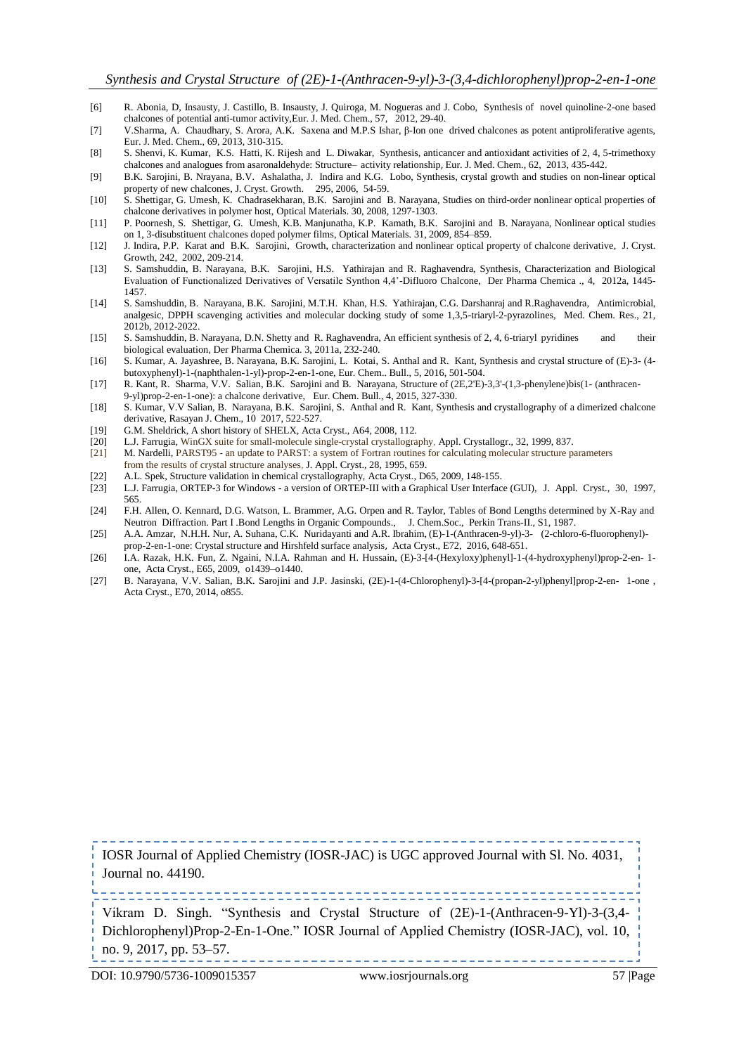[6] R. Abonia, D, Insausty, J. Castillo, B. Insausty, J. Quiroga, M. Nogueras and J. Cobo, Synthesis of novel quinoline-2-one based chalcones of potential anti-tumor activity,Eur. J. Med. Chem., 57, 2012, 29-40.

[7] V.Sharma, A. Chaudhary, S. Arora, A.K. Saxena and M.P.S Ishar, β-Ion one drived chalcones as potent antiproliferative agents, Eur. J. Med. Chem., 69, 2013, 310-315.

[8] S. Shenvi, K. Kumar, K.S. Hatti, K. Rijesh and L. Diwakar, Synthesis, anticancer and antioxidant activities of 2, 4, 5-trimethoxy chalcones and analogues from asaronaldehyde: Structure– activity relationship, Eur. J. Med. Chem., 62, 2013, 435-442.

[9] B.K. Sarojini, B. Nrayana, B.V. Ashalatha, J. Indira and K.G. Lobo, Synthesis, crystal growth and studies on non-linear optical property of new chalcones, J. Cryst. Growth. 295, 2006, 54-59.

[10] S. Shettigar, G. Umesh, K. Chadrasekharan, B.K. Sarojini and B. Narayana, Studies on third-order nonlinear optical properties of chalcone derivatives in polymer host, Optical Materials. 30, 2008, 1297-1303.

[11] P. Poornesh, S. Shettigar, G. Umesh, K.B. Manjunatha, K.P. Kamath, B.K. Sarojini and B. Narayana, Nonlinear optical studies on 1, 3-disubstituent chalcones doped polymer films, Optical Materials. 31, 2009, 854–859.

[12] J. Indira, P.P. Karat and B.K. Sarojini, Growth, characterization and nonlinear optical property of chalcone derivative, J. Cryst. Growth, 242, 2002, 209-214.

[13] S. Samshuddin, B. Narayana, B.K. Sarojini, H.S. Yathirajan and R. Raghavendra, Synthesis, Characterization and Biological Evaluation of Functionalized Derivatives of Versatile Synthon 4,4'-Difluoro Chalcone, Der Pharma Chemica ., 4, 2012a, 1445-1457.

[14] S. Samshuddin, B. Narayana, B.K. Sarojini, M.T.H. Khan, H.S. Yathirajan, C.G. Darshanraj and R.Raghavendra, Antimicrobial, analgesic, DPPH scavenging activities and molecular docking study of some 1,3,5-triaryl-2-pyrazolines, Med. Chem. Res., 21, 2012b, 2012-2022.

[15] S. Samshuddin, B. Narayana, D.N. Shetty and R. Raghavendra, An efficient synthesis of 2, 4, 6-triaryl pyridines and their biological evaluation, Der Pharma Chemica. 3, 2011a, 232-240.

[16] S. Kumar, A. Jayashree, B. Narayana, B.K. Sarojini, L. Kotai, S. Anthal and R. Kant, Synthesis and crystal structure of (E)-3- (4-butoxyphenyl)-1-(naphthalen-1-yl)-prop-2-en-1-one, Eur. Chem.. Bull., 5, 2016, 501-504.

[17] R. Kant, R. Sharma, V.V. Salian, B.K. Sarojini and B. Narayana, Structure of (2E,2'E)-3,3'-(1,3-phenylene)bis(1- (anthracen-9-yl)prop-2-en-1-one): a chalcone derivative, Eur. Chem. Bull., 4, 2015, 327-330.

[18] S. Kumar, V.V Salian, B. Narayana, B.K. Sarojini, S. Anthal and R. Kant, Synthesis and crystallography of a dimerized chalcone derivative, Rasayan J. Chem., 10 2017, 522-527.

[19] G.M. Sheldrick, A short history of SHELX, Acta Cryst., A64, 2008, 112.

[20] L.J. Farrugia, WinGX suite for small-molecule single-crystal crystallography, Appl. Crystallogr., 32, 1999, 837.

[21] M. Nardelli, PARST95 - an update to PARST: a system of Fortran routines for calculating molecular structure parameters from the results of crystal structure analyses, J. Appl. Cryst., 28, 1995, 659.

[22] A.L. Spek, Structure validation in chemical crystallography, Acta Cryst., D65, 2009, 148-155.

[23] L.J. Farrugia, ORTEP-3 for Windows - a version of ORTEP-III with a Graphical User Interface (GUI), J. Appl. Cryst., 30, 1997, 565.

[24] F.H. Allen, O. Kennard, D.G. Watson, L. Brammer, A.G. Orpen and R. Taylor, Tables of Bond Lengths determined by X-Ray and Neutron Diffraction. Part I .Bond Lengths in Organic Compounds., J. Chem.Soc., Perkin Trans-II., S1, 1987.

[25] A.A. Amzar, N.H.H. Nur, A. Suhana, C.K. Nuridayanti and A.R. Ibrahim, (E)-1-(Anthracen-9-yl)-3- (2-chloro-6-fluorophenyl)-prop-2-en-1-one: Crystal structure and Hirshfeld surface analysis, Acta Cryst., E72, 2016, 648-651.

[26] I.A. Razak, H.K. Fun, Z. Ngaini, N.I.A. Rahman and H. Hussain, (E)-3-[4-(Hexyloxy)phenyl]-1-(4-hydroxyphenyl)prop-2-en- 1-one, Acta Cryst., E65, 2009, o1439–o1440.

[27] B. Narayana, V.V. Salian, B.K. Sarojini and J.P. Jasinski, (2E)-1-(4-Chlorophenyl)-3-[4-(propan-2-yl)phenyl]prop-2-en- 1-one , Acta Cryst., E70, 2014, o855.

IOSR Journal of Applied Chemistry (IOSR-JAC) is UGC approved Journal with Sl. No. 4031, Journal no. 44190.

Vikram D. Singh. "Synthesis and Crystal Structure of (2E)-1-(Anthracen-9-Yl)-3-(3,4-Dichlorophenyl)Prop-2-En-1-One." IOSR Journal of Applied Chemistry (IOSR-JAC), vol. 10, no. 9, 2017, pp. 53–57.